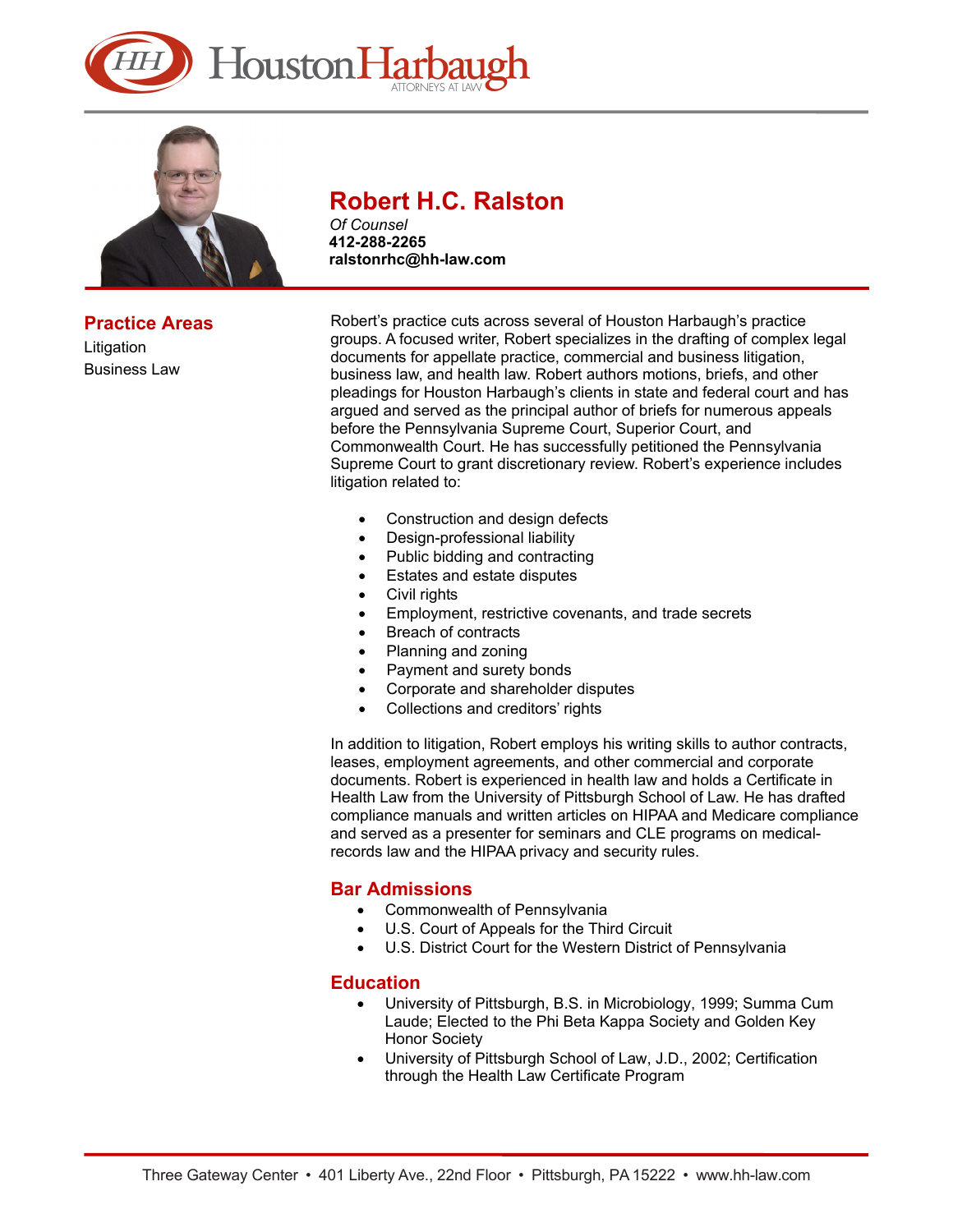HoustonHarbaugh ATTORNEYS AT LAW

# Robert H.C. Ralston

*Of Counsel*
**412-288-2265**
**ralstonrhc@hh-law.com**

## Practice Areas

Litigation
Business Law

Robert's practice cuts across several of Houston Harbaugh's practice groups. A focused writer, Robert specializes in the drafting of complex legal documents for appellate practice, commercial and business litigation, business law, and health law. Robert authors motions, briefs, and other pleadings for Houston Harbaugh's clients in state and federal court and has argued and served as the principal author of briefs for numerous appeals before the Pennsylvania Supreme Court, Superior Court, and Commonwealth Court. He has successfully petitioned the Pennsylvania Supreme Court to grant discretionary review. Robert's experience includes litigation related to:

- Construction and design defects
- Design-professional liability
- Public bidding and contracting
- Estates and estate disputes
- Civil rights
- Employment, restrictive covenants, and trade secrets
- Breach of contracts
- Planning and zoning
- Payment and surety bonds
- Corporate and shareholder disputes
- Collections and creditors' rights

In addition to litigation, Robert employs his writing skills to author contracts, leases, employment agreements, and other commercial and corporate documents. Robert is experienced in health law and holds a Certificate in Health Law from the University of Pittsburgh School of Law. He has drafted compliance manuals and written articles on HIPAA and Medicare compliance and served as a presenter for seminars and CLE programs on medical-records law and the HIPAA privacy and security rules.

## Bar Admissions

- Commonwealth of Pennsylvania
- U.S. Court of Appeals for the Third Circuit
- U.S. District Court for the Western District of Pennsylvania

## Education

- University of Pittsburgh, B.S. in Microbiology, 1999; Summa Cum Laude; Elected to the Phi Beta Kappa Society and Golden Key Honor Society
- University of Pittsburgh School of Law, J.D., 2002; Certification through the Health Law Certificate Program

Three Gateway Center • 401 Liberty Ave., 22nd Floor • Pittsburgh, PA 15222 • www.hh-law.com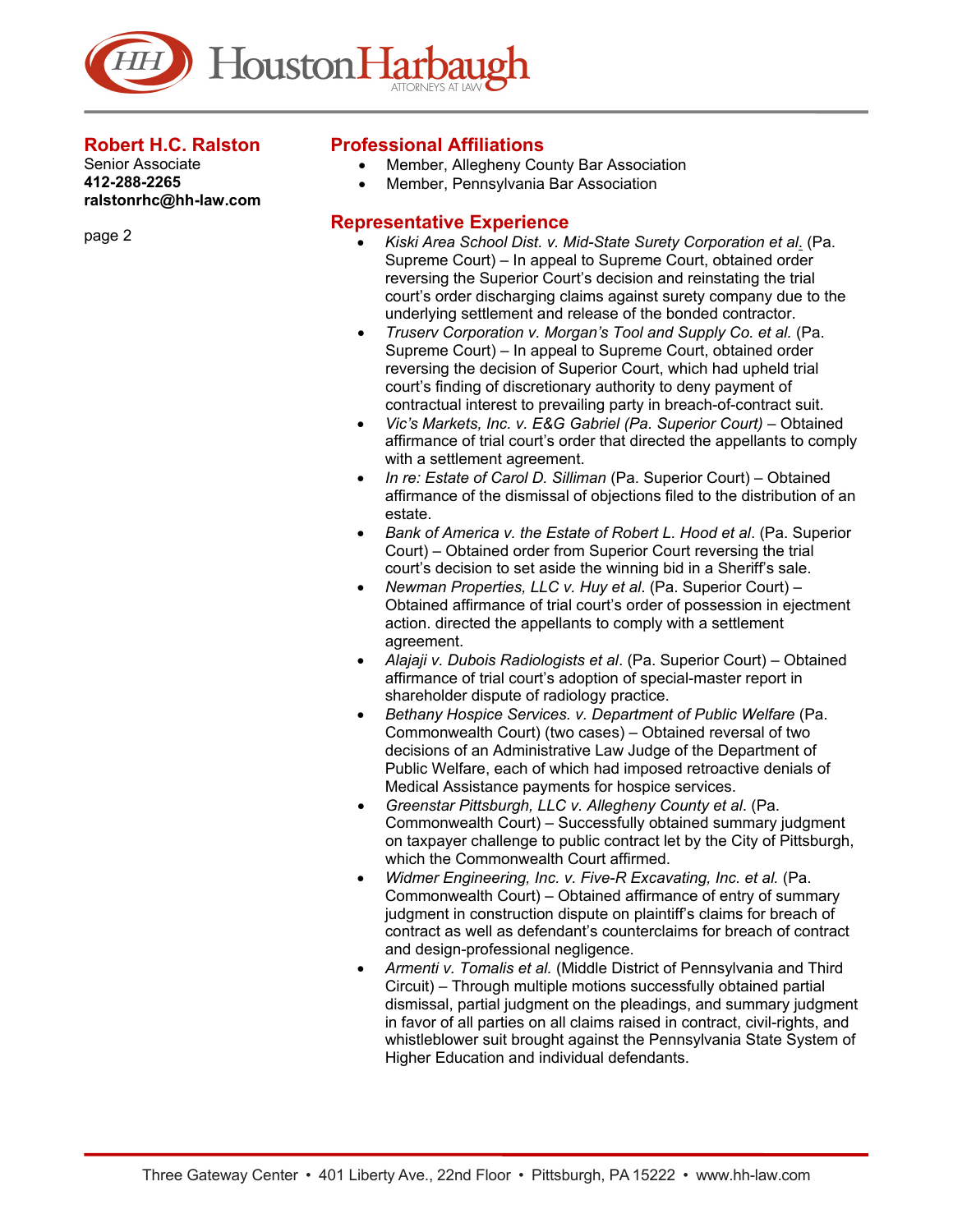**Robert H.C. Ralston**
Senior Associate
**412-288-2265**
**ralstonrhc@hh-law.com**

## Professional Affiliations

- Member, Allegheny County Bar Association
- Member, Pennsylvania Bar Association

## Representative Experience

- *Kiski Area School Dist. v. Mid-State Surety Corporation et al*. (Pa. Supreme Court) – In appeal to Supreme Court, obtained order reversing the Superior Court's decision and reinstating the trial court's order discharging claims against surety company due to the underlying settlement and release of the bonded contractor.
- *Truserv Corporation v. Morgan's Tool and Supply Co. et al.* (Pa. Supreme Court) – In appeal to Supreme Court, obtained order reversing the decision of Superior Court, which had upheld trial court's finding of discretionary authority to deny payment of contractual interest to prevailing party in breach-of-contract suit.
- *Vic's Markets, Inc. v. E&G Gabriel (Pa. Superior Court)* – Obtained affirmance of trial court's order that directed the appellants to comply with a settlement agreement.
- *In re: Estate of Carol D. Silliman* (Pa. Superior Court) – Obtained affirmance of the dismissal of objections filed to the distribution of an estate.
- *Bank of America v. the Estate of Robert L. Hood et al*. (Pa. Superior Court) – Obtained order from Superior Court reversing the trial court's decision to set aside the winning bid in a Sheriff's sale.
- *Newman Properties, LLC v. Huy et al*. (Pa. Superior Court) – Obtained affirmance of trial court's order of possession in ejectment action. directed the appellants to comply with a settlement agreement.
- *Alajaji v. Dubois Radiologists et al*. (Pa. Superior Court) – Obtained affirmance of trial court's adoption of special-master report in shareholder dispute of radiology practice.
- *Bethany Hospice Services. v. Department of Public Welfare* (Pa. Commonwealth Court) (two cases) – Obtained reversal of two decisions of an Administrative Law Judge of the Department of Public Welfare, each of which had imposed retroactive denials of Medical Assistance payments for hospice services.
- *Greenstar Pittsburgh, LLC v. Allegheny County et al*. (Pa. Commonwealth Court) – Successfully obtained summary judgment on taxpayer challenge to public contract let by the City of Pittsburgh, which the Commonwealth Court affirmed.
- *Widmer Engineering, Inc. v. Five-R Excavating, Inc. et al.* (Pa. Commonwealth Court) – Obtained affirmance of entry of summary judgment in construction dispute on plaintiff's claims for breach of contract as well as defendant's counterclaims for breach of contract and design-professional negligence.
- *Armenti v. Tomalis et al.* (Middle District of Pennsylvania and Third Circuit) – Through multiple motions successfully obtained partial dismissal, partial judgment on the pleadings, and summary judgment in favor of all parties on all claims raised in contract, civil-rights, and whistleblower suit brought against the Pennsylvania State System of Higher Education and individual defendants.